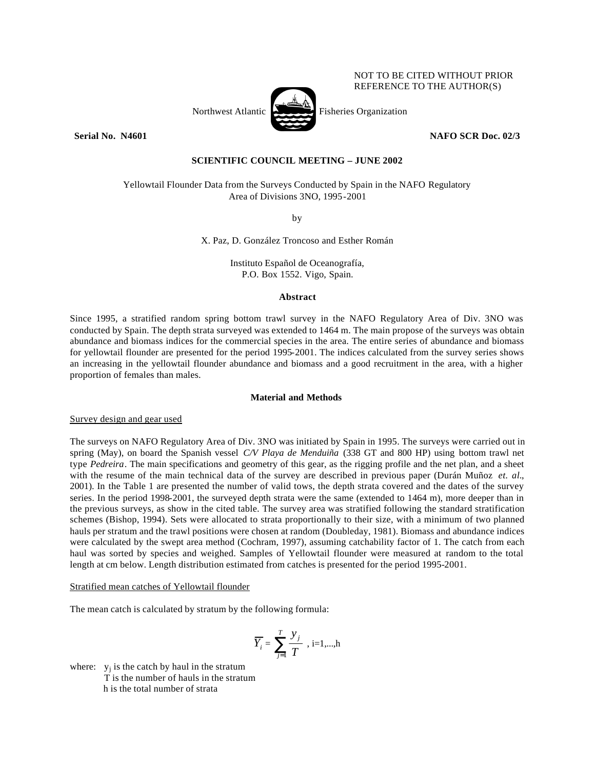NOT TO BE CITED WITHOUT PRIOR REFERENCE TO THE AUTHOR(S)

Northwest Atlantic Fisheries Organization

**Serial No. N4601** **NAFO SCR Doc. 02/3**

**SCIENTIFIC COUNCIL MEETING – JUNE 2002**

Yellowtail Flounder Data from the Surveys Conducted by Spain in the NAFO Regulatory Area of Divisions 3NO, 1995-2001

by

X. Paz, D. González Troncoso and Esther Román

Instituto Español de Oceanografía,
P.O. Box 1552. Vigo, Spain.

## Abstract

Since 1995, a stratified random spring bottom trawl survey in the NAFO Regulatory Area of Div. 3NO was conducted by Spain. The depth strata surveyed was extended to 1464 m. The main propose of the surveys was obtain abundance and biomass indices for the commercial species in the area. The entire series of abundance and biomass for yellowtail flounder are presented for the period 1995-2001. The indices calculated from the survey series shows an increasing in the yellowtail flounder abundance and biomass and a good recruitment in the area, with a higher proportion of females than males.

## Material and Methods

### Survey design and gear used

The surveys on NAFO Regulatory Area of Div. 3NO was initiated by Spain in 1995. The surveys were carried out in spring (May), on board the Spanish vessel *C/V Playa de Menduiña* (338 GT and 800 HP) using bottom trawl net type *Pedreira*. The main specifications and geometry of this gear, as the rigging profile and the net plan, and a sheet with the resume of the main technical data of the survey are described in previous paper (Durán Muñoz *et. al*., 2001). In the Table 1 are presented the number of valid tows, the depth strata covered and the dates of the survey series. In the period 1998-2001, the surveyed depth strata were the same (extended to 1464 m), more deeper than in the previous surveys, as show in the cited table. The survey area was stratified following the standard stratification schemes (Bishop, 1994). Sets were allocated to strata proportionally to their size, with a minimum of two planned hauls per stratum and the trawl positions were chosen at random (Doubleday, 1981). Biomass and abundance indices were calculated by the swept area method (Cochram, 1997), assuming catchability factor of 1. The catch from each haul was sorted by species and weighed. Samples of Yellowtail flounder were measured at random to the total length at cm below. Length distribution estimated from catches is presented for the period 1995-2001.

### Stratified mean catches of Yellowtail flounder

The mean catch is calculated by stratum by the following formula:

$$\overline{Y_i} = \sum_{j=1}^{T} \frac{y_j}{T} \text{ , i=1,...,h}$$

where: $y_j$ is the catch by haul in the stratum
T is the number of hauls in the stratum
h is the total number of strata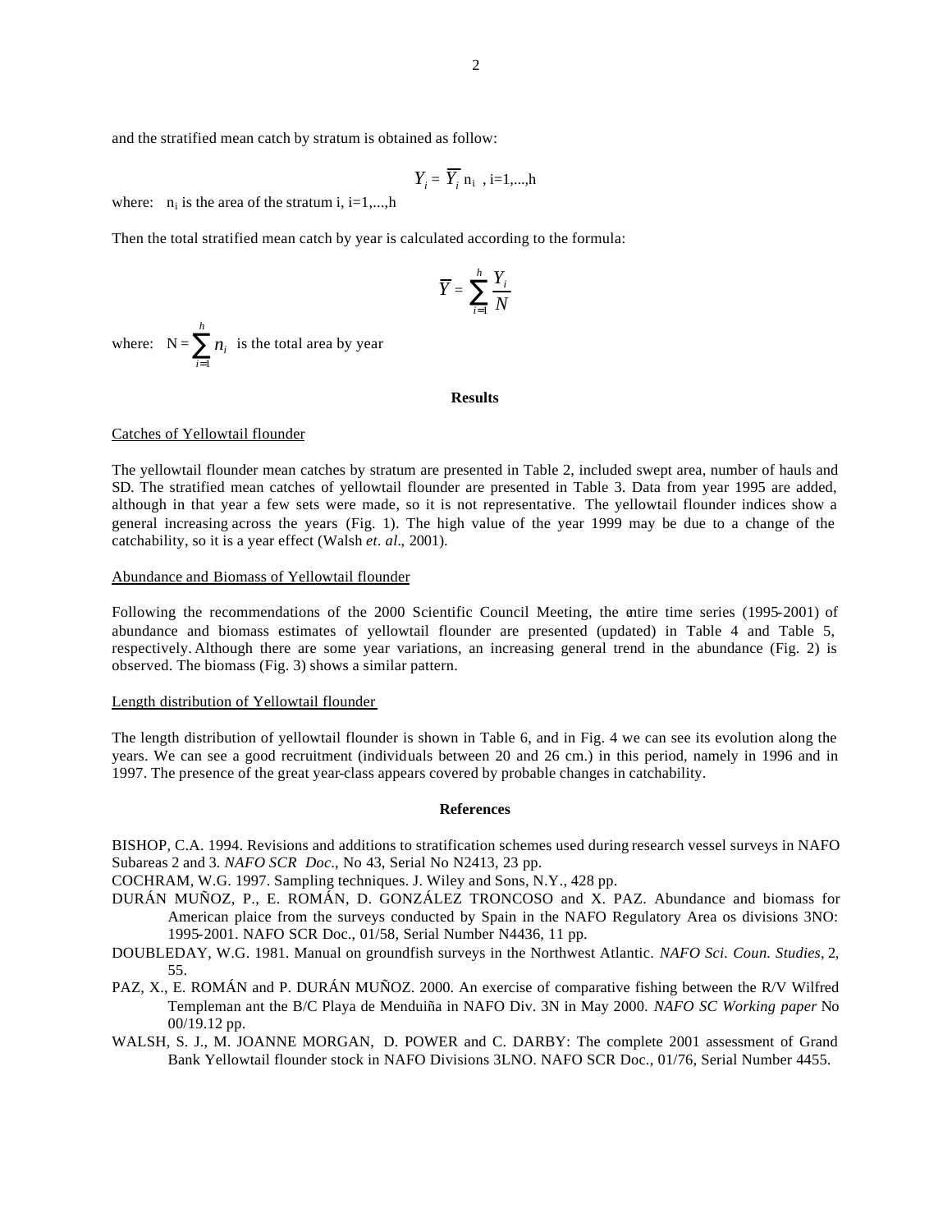and the stratified mean catch by stratum is obtained as follow:

$$Y_i = \overline{Y_i}\, n_i \;, \; i=1,...,h$$

where: $n_i$ is the area of the stratum i, i=1,...,h

Then the total stratified mean catch by year is calculated according to the formula:

$$\overline{Y} = \sum_{i=1}^{h} \frac{Y_i}{N}$$

where: $N = \sum_{i=1}^{h} n_i$ is the total area by year

## Results

Catches of Yellowtail flounder

The yellowtail flounder mean catches by stratum are presented in Table 2, included swept area, number of hauls and SD. The stratified mean catches of yellowtail flounder are presented in Table 3. Data from year 1995 are added, although in that year a few sets were made, so it is not representative. The yellowtail flounder indices show a general increasing across the years (Fig. 1). The high value of the year 1999 may be due to a change of the catchability, so it is a year effect (Walsh *et. al*., 2001).

Abundance and Biomass of Yellowtail flounder

Following the recommendations of the 2000 Scientific Council Meeting, the entire time series (1995-2001) of abundance and biomass estimates of yellowtail flounder are presented (updated) in Table 4 and Table 5, respectively. Although there are some year variations, an increasing general trend in the abundance (Fig. 2) is observed. The biomass (Fig. 3) shows a similar pattern.

Length distribution of Yellowtail flounder

The length distribution of yellowtail flounder is shown in Table 6, and in Fig. 4 we can see its evolution along the years. We can see a good recruitment (individuals between 20 and 26 cm.) in this period, namely in 1996 and in 1997. The presence of the great year-class appears covered by probable changes in catchability.

## References

BISHOP, C.A. 1994. Revisions and additions to stratification schemes used during research vessel surveys in NAFO Subareas 2 and 3. *NAFO SCR Doc*., No 43, Serial No N2413, 23 pp.

COCHRAM, W.G. 1997. Sampling techniques. J. Wiley and Sons, N.Y., 428 pp.

DURÁN MUÑOZ, P., E. ROMÁN, D. GONZÁLEZ TRONCOSO and X. PAZ. Abundance and biomass for American plaice from the surveys conducted by Spain in the NAFO Regulatory Area os divisions 3NO: 1995-2001. NAFO SCR Doc., 01/58, Serial Number N4436, 11 pp.

DOUBLEDAY, W.G. 1981. Manual on groundfish surveys in the Northwest Atlantic. *NAFO Sci. Coun. Studies*, 2, 55.

PAZ, X., E. ROMÁN and P. DURÁN MUÑOZ. 2000. An exercise of comparative fishing between the R/V Wilfred Templeman ant the B/C Playa de Menduiña in NAFO Div. 3N in May 2000. *NAFO SC Working paper* No 00/19.12 pp.

WALSH, S. J., M. JOANNE MORGAN, D. POWER and C. DARBY: The complete 2001 assessment of Grand Bank Yellowtail flounder stock in NAFO Divisions 3LNO. NAFO SCR Doc., 01/76, Serial Number 4455.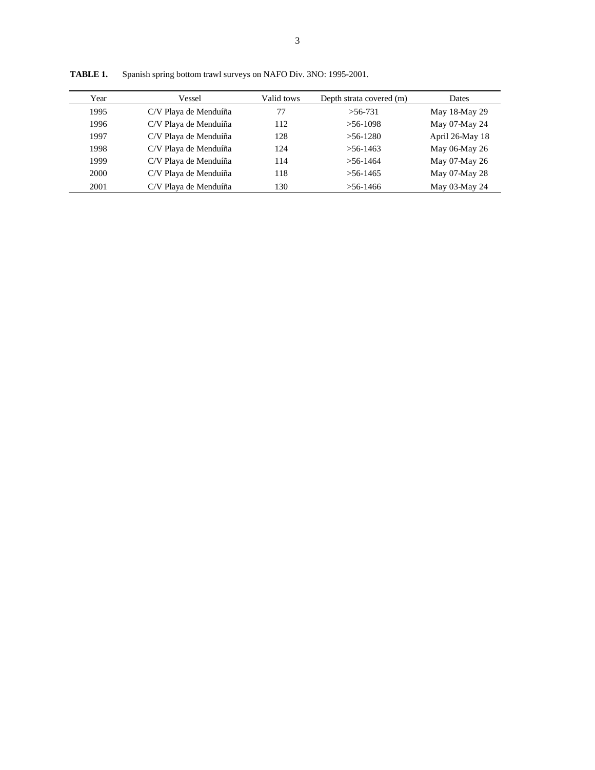**TABLE 1.** Spanish spring bottom trawl surveys on NAFO Div. 3NO: 1995-2001.

| Year | Vessel | Valid tows | Depth strata covered (m) | Dates |
|---|---|---|---|---|
| 1995 | C/V Playa de Menduíña | 77 | >56-731 | May 18-May 29 |
| 1996 | C/V Playa de Menduíña | 112 | >56-1098 | May 07-May 24 |
| 1997 | C/V Playa de Menduíña | 128 | >56-1280 | April 26-May 18 |
| 1998 | C/V Playa de Menduíña | 124 | >56-1463 | May 06-May 26 |
| 1999 | C/V Playa de Menduíña | 114 | >56-1464 | May 07-May 26 |
| 2000 | C/V Playa de Menduíña | 118 | >56-1465 | May 07-May 28 |
| 2001 | C/V Playa de Menduíña | 130 | >56-1466 | May 03-May 24 |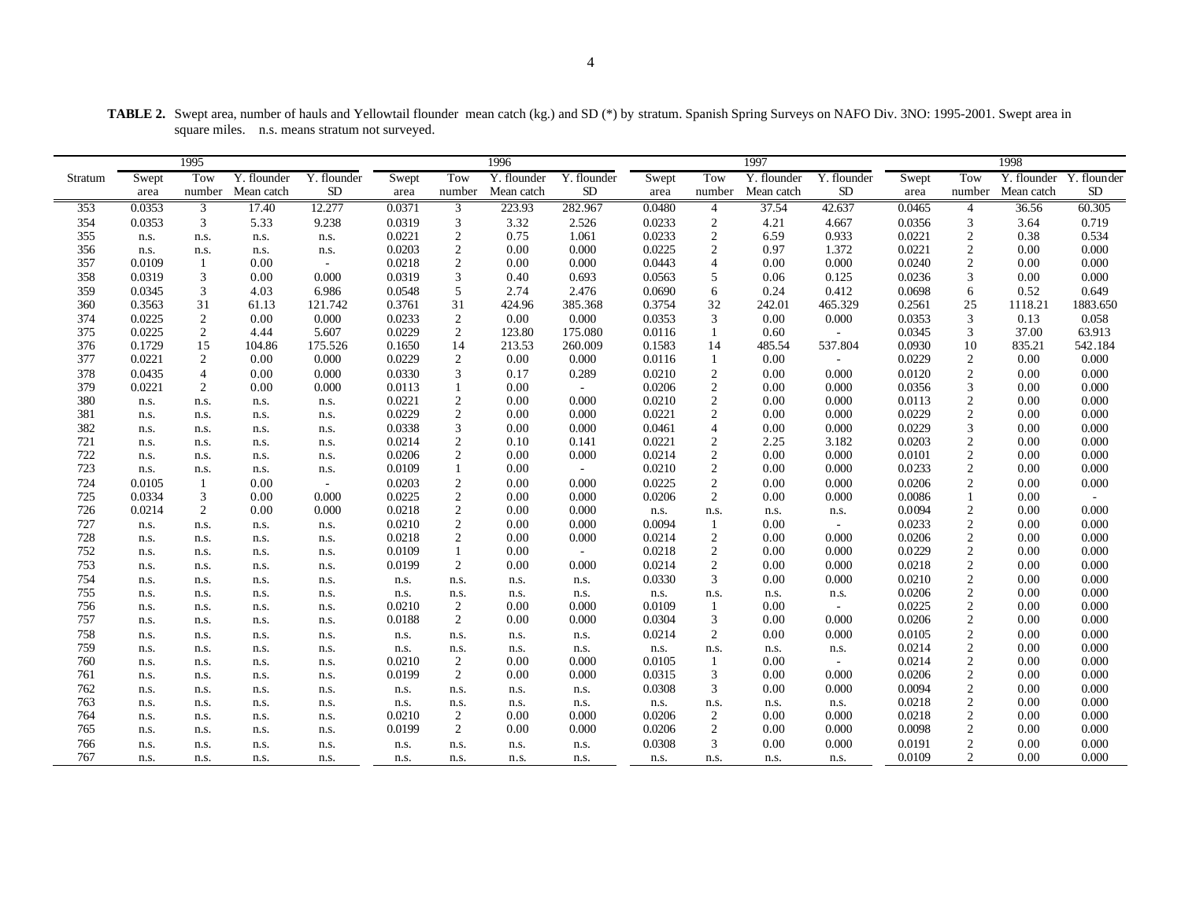**TABLE 2.** Swept area, number of hauls and Yellowtail flounder mean catch (kg.) and SD (*) by stratum. Spanish Spring Surveys on NAFO Div. 3NO: 1995-2001. Swept area in square miles. n.s. means stratum not surveyed.

| | 1995 | | | | 1996 | | | | 1997 | | | | 1998 | | | |
|---|---|---|---|---|---|---|---|---|---|---|---|---|---|---|---|---|
| Stratum | Swept area | Tow number | Y. flounder Mean catch | Y. flounder SD | Swept area | Tow number | Y. flounder Mean catch | Y. flounder SD | Swept area | Tow number | Y. flounder Mean catch | Y. flounder SD | Swept area | Tow number | Y. flounder Mean catch | Y. flounder SD |
| 353 | 0.0353 | 3 | 17.40 | 12.277 | 0.0371 | 3 | 223.93 | 282.967 | 0.0480 | 4 | 37.54 | 42.637 | 0.0465 | 4 | 36.56 | 60.305 |
| 354 | 0.0353 | 3 | 5.33 | 9.238 | 0.0319 | 3 | 3.32 | 2.526 | 0.0233 | 2 | 4.21 | 4.667 | 0.0356 | 3 | 3.64 | 0.719 |
| 355 | n.s. | n.s. | n.s. | n.s. | 0.0221 | 2 | 0.75 | 1.061 | 0.0233 | 2 | 6.59 | 0.933 | 0.0221 | 2 | 0.38 | 0.534 |
| 356 | n.s. | n.s. | n.s. | n.s. | 0.0203 | 2 | 0.00 | 0.000 | 0.0225 | 2 | 0.97 | 1.372 | 0.0221 | 2 | 0.00 | 0.000 |
| 357 | 0.0109 | 1 | 0.00 | - | 0.0218 | 2 | 0.00 | 0.000 | 0.0443 | 4 | 0.00 | 0.000 | 0.0240 | 2 | 0.00 | 0.000 |
| 358 | 0.0319 | 3 | 0.00 | 0.000 | 0.0319 | 3 | 0.40 | 0.693 | 0.0563 | 5 | 0.06 | 0.125 | 0.0236 | 3 | 0.00 | 0.000 |
| 359 | 0.0345 | 3 | 4.03 | 6.986 | 0.0548 | 5 | 2.74 | 2.476 | 0.0690 | 6 | 0.24 | 0.412 | 0.0698 | 6 | 0.52 | 0.649 |
| 360 | 0.3563 | 31 | 61.13 | 121.742 | 0.3761 | 31 | 424.96 | 385.368 | 0.3754 | 32 | 242.01 | 465.329 | 0.2561 | 25 | 1118.21 | 1883.650 |
| 374 | 0.0225 | 2 | 0.00 | 0.000 | 0.0233 | 2 | 0.00 | 0.000 | 0.0353 | 3 | 0.00 | 0.000 | 0.0353 | 3 | 0.13 | 0.058 |
| 375 | 0.0225 | 2 | 4.44 | 5.607 | 0.0229 | 2 | 123.80 | 175.080 | 0.0116 | 1 | 0.60 | - | 0.0345 | 3 | 37.00 | 63.913 |
| 376 | 0.1729 | 15 | 104.86 | 175.526 | 0.1650 | 14 | 213.53 | 260.009 | 0.1583 | 14 | 485.54 | 537.804 | 0.0930 | 10 | 835.21 | 542.184 |
| 377 | 0.0221 | 2 | 0.00 | 0.000 | 0.0229 | 2 | 0.00 | 0.000 | 0.0116 | 1 | 0.00 | - | 0.0229 | 2 | 0.00 | 0.000 |
| 378 | 0.0435 | 4 | 0.00 | 0.000 | 0.0330 | 3 | 0.17 | 0.289 | 0.0210 | 2 | 0.00 | 0.000 | 0.0120 | 2 | 0.00 | 0.000 |
| 379 | 0.0221 | 2 | 0.00 | 0.000 | 0.0113 | 1 | 0.00 | - | 0.0206 | 2 | 0.00 | 0.000 | 0.0356 | 3 | 0.00 | 0.000 |
| 380 | n.s. | n.s. | n.s. | n.s. | 0.0221 | 2 | 0.00 | 0.000 | 0.0210 | 2 | 0.00 | 0.000 | 0.0113 | 2 | 0.00 | 0.000 |
| 381 | n.s. | n.s. | n.s. | n.s. | 0.0229 | 2 | 0.00 | 0.000 | 0.0221 | 2 | 0.00 | 0.000 | 0.0229 | 2 | 0.00 | 0.000 |
| 382 | n.s. | n.s. | n.s. | n.s. | 0.0338 | 3 | 0.00 | 0.000 | 0.0461 | 4 | 0.00 | 0.000 | 0.0229 | 3 | 0.00 | 0.000 |
| 721 | n.s. | n.s. | n.s. | n.s. | 0.0214 | 2 | 0.10 | 0.141 | 0.0221 | 2 | 2.25 | 3.182 | 0.0203 | 2 | 0.00 | 0.000 |
| 722 | n.s. | n.s. | n.s. | n.s. | 0.0206 | 2 | 0.00 | 0.000 | 0.0214 | 2 | 0.00 | 0.000 | 0.0101 | 2 | 0.00 | 0.000 |
| 723 | n.s. | n.s. | n.s. | n.s. | 0.0109 | 1 | 0.00 | - | 0.0210 | 2 | 0.00 | 0.000 | 0.0233 | 2 | 0.00 | 0.000 |
| 724 | 0.0105 | 1 | 0.00 | - | 0.0203 | 2 | 0.00 | 0.000 | 0.0225 | 2 | 0.00 | 0.000 | 0.0206 | 2 | 0.00 | 0.000 |
| 725 | 0.0334 | 3 | 0.00 | 0.000 | 0.0225 | 2 | 0.00 | 0.000 | 0.0206 | 2 | 0.00 | 0.000 | 0.0086 | 1 | 0.00 | - |
| 726 | 0.0214 | 2 | 0.00 | 0.000 | 0.0218 | 2 | 0.00 | 0.000 | n.s. | n.s. | n.s. | n.s. | 0.0094 | 2 | 0.00 | 0.000 |
| 727 | n.s. | n.s. | n.s. | n.s. | 0.0210 | 2 | 0.00 | 0.000 | 0.0094 | 1 | 0.00 | - | 0.0233 | 2 | 0.00 | 0.000 |
| 728 | n.s. | n.s. | n.s. | n.s. | 0.0218 | 2 | 0.00 | 0.000 | 0.0214 | 2 | 0.00 | 0.000 | 0.0206 | 2 | 0.00 | 0.000 |
| 752 | n.s. | n.s. | n.s. | n.s. | 0.0109 | 1 | 0.00 | - | 0.0218 | 2 | 0.00 | 0.000 | 0.0229 | 2 | 0.00 | 0.000 |
| 753 | n.s. | n.s. | n.s. | n.s. | 0.0199 | 2 | 0.00 | 0.000 | 0.0214 | 2 | 0.00 | 0.000 | 0.0218 | 2 | 0.00 | 0.000 |
| 754 | n.s. | n.s. | n.s. | n.s. | n.s. | n.s. | n.s. | n.s. | 0.0330 | 3 | 0.00 | 0.000 | 0.0210 | 2 | 0.00 | 0.000 |
| 755 | n.s. | n.s. | n.s. | n.s. | n.s. | n.s. | n.s. | n.s. | n.s. | n.s. | n.s. | n.s. | 0.0206 | 2 | 0.00 | 0.000 |
| 756 | n.s. | n.s. | n.s. | n.s. | 0.0210 | 2 | 0.00 | 0.000 | 0.0109 | 1 | 0.00 | - | 0.0225 | 2 | 0.00 | 0.000 |
| 757 | n.s. | n.s. | n.s. | n.s. | 0.0188 | 2 | 0.00 | 0.000 | 0.0304 | 3 | 0.00 | 0.000 | 0.0206 | 2 | 0.00 | 0.000 |
| 758 | n.s. | n.s. | n.s. | n.s. | n.s. | n.s. | n.s. | n.s. | 0.0214 | 2 | 0.00 | 0.000 | 0.0105 | 2 | 0.00 | 0.000 |
| 759 | n.s. | n.s. | n.s. | n.s. | n.s. | n.s. | n.s. | n.s. | n.s. | n.s. | n.s. | n.s. | 0.0214 | 2 | 0.00 | 0.000 |
| 760 | n.s. | n.s. | n.s. | n.s. | 0.0210 | 2 | 0.00 | 0.000 | 0.0105 | 1 | 0.00 | - | 0.0214 | 2 | 0.00 | 0.000 |
| 761 | n.s. | n.s. | n.s. | n.s. | 0.0199 | 2 | 0.00 | 0.000 | 0.0315 | 3 | 0.00 | 0.000 | 0.0206 | 2 | 0.00 | 0.000 |
| 762 | n.s. | n.s. | n.s. | n.s. | n.s. | n.s. | n.s. | n.s. | 0.0308 | 3 | 0.00 | 0.000 | 0.0094 | 2 | 0.00 | 0.000 |
| 763 | n.s. | n.s. | n.s. | n.s. | n.s. | n.s. | n.s. | n.s. | n.s. | n.s. | n.s. | n.s. | 0.0218 | 2 | 0.00 | 0.000 |
| 764 | n.s. | n.s. | n.s. | n.s. | 0.0210 | 2 | 0.00 | 0.000 | 0.0206 | 2 | 0.00 | 0.000 | 0.0218 | 2 | 0.00 | 0.000 |
| 765 | n.s. | n.s. | n.s. | n.s. | 0.0199 | 2 | 0.00 | 0.000 | 0.0206 | 2 | 0.00 | 0.000 | 0.0098 | 2 | 0.00 | 0.000 |
| 766 | n.s. | n.s. | n.s. | n.s. | n.s. | n.s. | n.s. | n.s. | 0.0308 | 3 | 0.00 | 0.000 | 0.0191 | 2 | 0.00 | 0.000 |
| 767 | n.s. | n.s. | n.s. | n.s. | n.s. | n.s. | n.s. | n.s. | n.s. | n.s. | n.s. | n.s. | 0.0109 | 2 | 0.00 | 0.000 |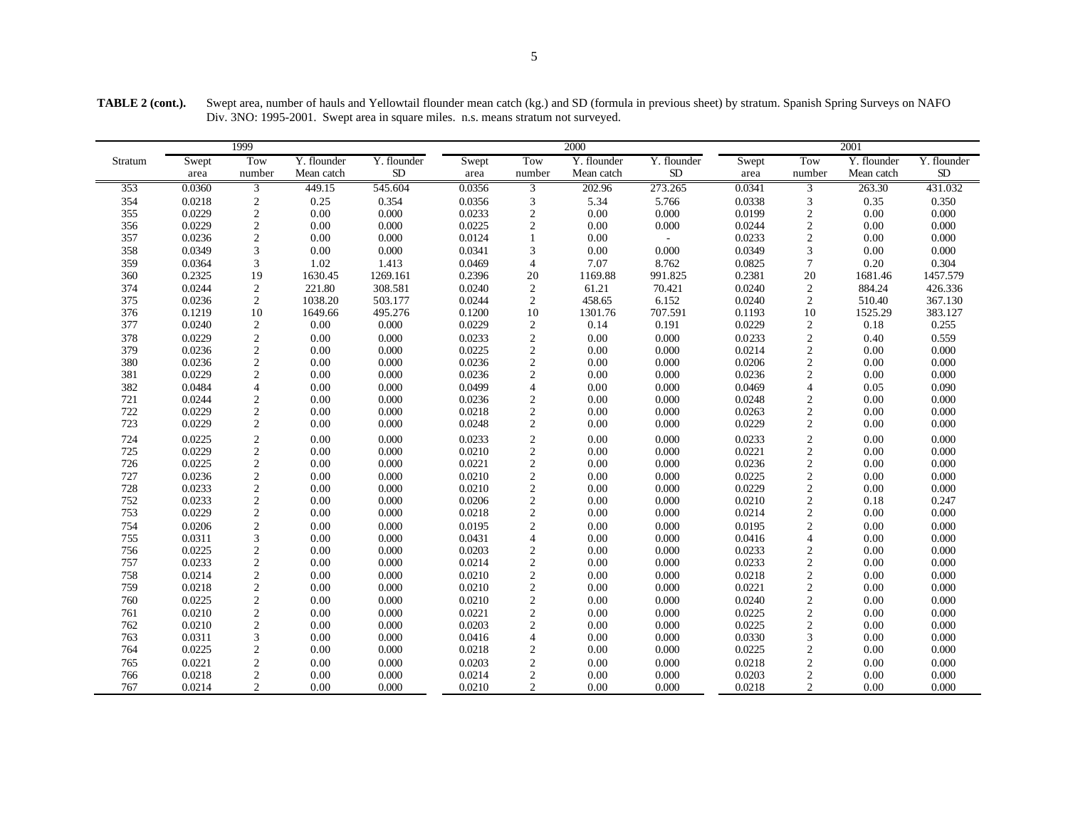**TABLE 2 (cont.).** Swept area, number of hauls and Yellowtail flounder mean catch (kg.) and SD (formula in previous sheet) by stratum. Spanish Spring Surveys on NAFO Div. 3NO: 1995-2001. Swept area in square miles. n.s. means stratum not surveyed.

| | 1999 | | | | 2000 | | | | 2001 | | | |
|---|---|---|---|---|---|---|---|---|---|---|---|---|
| Stratum | Swept area | Tow number | Y. flounder Mean catch | Y. flounder SD | Swept area | Tow number | Y. flounder Mean catch | Y. flounder SD | Swept area | Tow number | Y. flounder Mean catch | Y. flounder SD |
| 353 | 0.0360 | 3 | 449.15 | 545.604 | 0.0356 | 3 | 202.96 | 273.265 | 0.0341 | 3 | 263.30 | 431.032 |
| 354 | 0.0218 | 2 | 0.25 | 0.354 | 0.0356 | 3 | 5.34 | 5.766 | 0.0338 | 3 | 0.35 | 0.350 |
| 355 | 0.0229 | 2 | 0.00 | 0.000 | 0.0233 | 2 | 0.00 | 0.000 | 0.0199 | 2 | 0.00 | 0.000 |
| 356 | 0.0229 | 2 | 0.00 | 0.000 | 0.0225 | 2 | 0.00 | 0.000 | 0.0244 | 2 | 0.00 | 0.000 |
| 357 | 0.0236 | 2 | 0.00 | 0.000 | 0.0124 | 1 | 0.00 | - | 0.0233 | 2 | 0.00 | 0.000 |
| 358 | 0.0349 | 3 | 0.00 | 0.000 | 0.0341 | 3 | 0.00 | 0.000 | 0.0349 | 3 | 0.00 | 0.000 |
| 359 | 0.0364 | 3 | 1.02 | 1.413 | 0.0469 | 4 | 7.07 | 8.762 | 0.0825 | 7 | 0.20 | 0.304 |
| 360 | 0.2325 | 19 | 1630.45 | 1269.161 | 0.2396 | 20 | 1169.88 | 991.825 | 0.2381 | 20 | 1681.46 | 1457.579 |
| 374 | 0.0244 | 2 | 221.80 | 308.581 | 0.0240 | 2 | 61.21 | 70.421 | 0.0240 | 2 | 884.24 | 426.336 |
| 375 | 0.0236 | 2 | 1038.20 | 503.177 | 0.0244 | 2 | 458.65 | 6.152 | 0.0240 | 2 | 510.40 | 367.130 |
| 376 | 0.1219 | 10 | 1649.66 | 495.276 | 0.1200 | 10 | 1301.76 | 707.591 | 0.1193 | 10 | 1525.29 | 383.127 |
| 377 | 0.0240 | 2 | 0.00 | 0.000 | 0.0229 | 2 | 0.14 | 0.191 | 0.0229 | 2 | 0.18 | 0.255 |
| 378 | 0.0229 | 2 | 0.00 | 0.000 | 0.0233 | 2 | 0.00 | 0.000 | 0.0233 | 2 | 0.40 | 0.559 |
| 379 | 0.0236 | 2 | 0.00 | 0.000 | 0.0225 | 2 | 0.00 | 0.000 | 0.0214 | 2 | 0.00 | 0.000 |
| 380 | 0.0236 | 2 | 0.00 | 0.000 | 0.0236 | 2 | 0.00 | 0.000 | 0.0206 | 2 | 0.00 | 0.000 |
| 381 | 0.0229 | 2 | 0.00 | 0.000 | 0.0236 | 2 | 0.00 | 0.000 | 0.0236 | 2 | 0.00 | 0.000 |
| 382 | 0.0484 | 4 | 0.00 | 0.000 | 0.0499 | 4 | 0.00 | 0.000 | 0.0469 | 4 | 0.05 | 0.090 |
| 721 | 0.0244 | 2 | 0.00 | 0.000 | 0.0236 | 2 | 0.00 | 0.000 | 0.0248 | 2 | 0.00 | 0.000 |
| 722 | 0.0229 | 2 | 0.00 | 0.000 | 0.0218 | 2 | 0.00 | 0.000 | 0.0263 | 2 | 0.00 | 0.000 |
| 723 | 0.0229 | 2 | 0.00 | 0.000 | 0.0248 | 2 | 0.00 | 0.000 | 0.0229 | 2 | 0.00 | 0.000 |
| 724 | 0.0225 | 2 | 0.00 | 0.000 | 0.0233 | 2 | 0.00 | 0.000 | 0.0233 | 2 | 0.00 | 0.000 |
| 725 | 0.0229 | 2 | 0.00 | 0.000 | 0.0210 | 2 | 0.00 | 0.000 | 0.0221 | 2 | 0.00 | 0.000 |
| 726 | 0.0225 | 2 | 0.00 | 0.000 | 0.0221 | 2 | 0.00 | 0.000 | 0.0236 | 2 | 0.00 | 0.000 |
| 727 | 0.0236 | 2 | 0.00 | 0.000 | 0.0210 | 2 | 0.00 | 0.000 | 0.0225 | 2 | 0.00 | 0.000 |
| 728 | 0.0233 | 2 | 0.00 | 0.000 | 0.0210 | 2 | 0.00 | 0.000 | 0.0229 | 2 | 0.00 | 0.000 |
| 752 | 0.0233 | 2 | 0.00 | 0.000 | 0.0206 | 2 | 0.00 | 0.000 | 0.0210 | 2 | 0.18 | 0.247 |
| 753 | 0.0229 | 2 | 0.00 | 0.000 | 0.0218 | 2 | 0.00 | 0.000 | 0.0214 | 2 | 0.00 | 0.000 |
| 754 | 0.0206 | 2 | 0.00 | 0.000 | 0.0195 | 2 | 0.00 | 0.000 | 0.0195 | 2 | 0.00 | 0.000 |
| 755 | 0.0311 | 3 | 0.00 | 0.000 | 0.0431 | 4 | 0.00 | 0.000 | 0.0416 | 4 | 0.00 | 0.000 |
| 756 | 0.0225 | 2 | 0.00 | 0.000 | 0.0203 | 2 | 0.00 | 0.000 | 0.0233 | 2 | 0.00 | 0.000 |
| 757 | 0.0233 | 2 | 0.00 | 0.000 | 0.0214 | 2 | 0.00 | 0.000 | 0.0233 | 2 | 0.00 | 0.000 |
| 758 | 0.0214 | 2 | 0.00 | 0.000 | 0.0210 | 2 | 0.00 | 0.000 | 0.0218 | 2 | 0.00 | 0.000 |
| 759 | 0.0218 | 2 | 0.00 | 0.000 | 0.0210 | 2 | 0.00 | 0.000 | 0.0221 | 2 | 0.00 | 0.000 |
| 760 | 0.0225 | 2 | 0.00 | 0.000 | 0.0210 | 2 | 0.00 | 0.000 | 0.0240 | 2 | 0.00 | 0.000 |
| 761 | 0.0210 | 2 | 0.00 | 0.000 | 0.0221 | 2 | 0.00 | 0.000 | 0.0225 | 2 | 0.00 | 0.000 |
| 762 | 0.0210 | 2 | 0.00 | 0.000 | 0.0203 | 2 | 0.00 | 0.000 | 0.0225 | 2 | 0.00 | 0.000 |
| 763 | 0.0311 | 3 | 0.00 | 0.000 | 0.0416 | 4 | 0.00 | 0.000 | 0.0330 | 3 | 0.00 | 0.000 |
| 764 | 0.0225 | 2 | 0.00 | 0.000 | 0.0218 | 2 | 0.00 | 0.000 | 0.0225 | 2 | 0.00 | 0.000 |
| 765 | 0.0221 | 2 | 0.00 | 0.000 | 0.0203 | 2 | 0.00 | 0.000 | 0.0218 | 2 | 0.00 | 0.000 |
| 766 | 0.0218 | 2 | 0.00 | 0.000 | 0.0214 | 2 | 0.00 | 0.000 | 0.0203 | 2 | 0.00 | 0.000 |
| 767 | 0.0214 | 2 | 0.00 | 0.000 | 0.0210 | 2 | 0.00 | 0.000 | 0.0218 | 2 | 0.00 | 0.000 |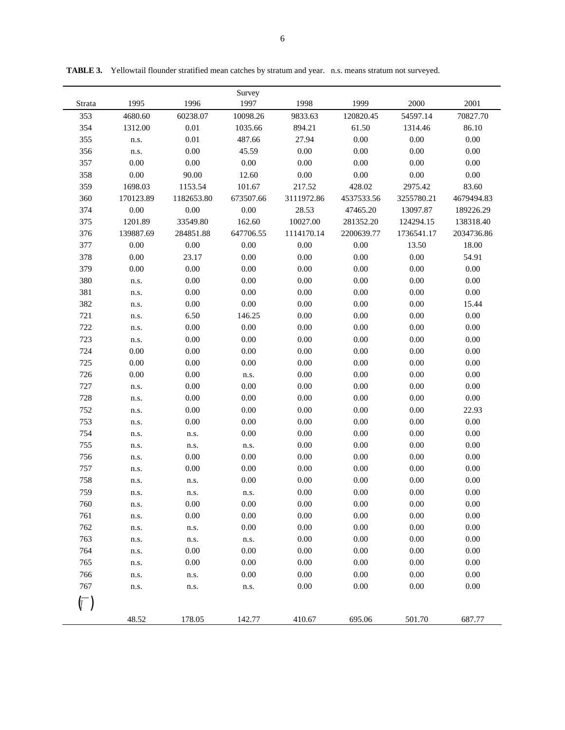**TABLE 3.** Yellowtail flounder stratified mean catches by stratum and year. n.s. means stratum not surveyed.

| Strata | 1995 | 1996 | Survey 1997 | 1998 | 1999 | 2000 | 2001 |
|---|---|---|---|---|---|---|---|
| 353 | 4680.60 | 60238.07 | 10098.26 | 9833.63 | 120820.45 | 54597.14 | 70827.70 |
| 354 | 1312.00 | 0.01 | 1035.66 | 894.21 | 61.50 | 1314.46 | 86.10 |
| 355 | n.s. | 0.01 | 487.66 | 27.94 | 0.00 | 0.00 | 0.00 |
| 356 | n.s. | 0.00 | 45.59 | 0.00 | 0.00 | 0.00 | 0.00 |
| 357 | 0.00 | 0.00 | 0.00 | 0.00 | 0.00 | 0.00 | 0.00 |
| 358 | 0.00 | 90.00 | 12.60 | 0.00 | 0.00 | 0.00 | 0.00 |
| 359 | 1698.03 | 1153.54 | 101.67 | 217.52 | 428.02 | 2975.42 | 83.60 |
| 360 | 170123.89 | 1182653.80 | 673507.66 | 3111972.86 | 4537533.56 | 3255780.21 | 4679494.83 |
| 374 | 0.00 | 0.00 | 0.00 | 28.53 | 47465.20 | 13097.87 | 189226.29 |
| 375 | 1201.89 | 33549.80 | 162.60 | 10027.00 | 281352.20 | 124294.15 | 138318.40 |
| 376 | 139887.69 | 284851.88 | 647706.55 | 1114170.14 | 2200639.77 | 1736541.17 | 2034736.86 |
| 377 | 0.00 | 0.00 | 0.00 | 0.00 | 0.00 | 13.50 | 18.00 |
| 378 | 0.00 | 23.17 | 0.00 | 0.00 | 0.00 | 0.00 | 54.91 |
| 379 | 0.00 | 0.00 | 0.00 | 0.00 | 0.00 | 0.00 | 0.00 |
| 380 | n.s. | 0.00 | 0.00 | 0.00 | 0.00 | 0.00 | 0.00 |
| 381 | n.s. | 0.00 | 0.00 | 0.00 | 0.00 | 0.00 | 0.00 |
| 382 | n.s. | 0.00 | 0.00 | 0.00 | 0.00 | 0.00 | 15.44 |
| 721 | n.s. | 6.50 | 146.25 | 0.00 | 0.00 | 0.00 | 0.00 |
| 722 | n.s. | 0.00 | 0.00 | 0.00 | 0.00 | 0.00 | 0.00 |
| 723 | n.s. | 0.00 | 0.00 | 0.00 | 0.00 | 0.00 | 0.00 |
| 724 | 0.00 | 0.00 | 0.00 | 0.00 | 0.00 | 0.00 | 0.00 |
| 725 | 0.00 | 0.00 | 0.00 | 0.00 | 0.00 | 0.00 | 0.00 |
| 726 | 0.00 | 0.00 | n.s. | 0.00 | 0.00 | 0.00 | 0.00 |
| 727 | n.s. | 0.00 | 0.00 | 0.00 | 0.00 | 0.00 | 0.00 |
| 728 | n.s. | 0.00 | 0.00 | 0.00 | 0.00 | 0.00 | 0.00 |
| 752 | n.s. | 0.00 | 0.00 | 0.00 | 0.00 | 0.00 | 22.93 |
| 753 | n.s. | 0.00 | 0.00 | 0.00 | 0.00 | 0.00 | 0.00 |
| 754 | n.s. | n.s. | 0.00 | 0.00 | 0.00 | 0.00 | 0.00 |
| 755 | n.s. | n.s. | n.s. | 0.00 | 0.00 | 0.00 | 0.00 |
| 756 | n.s. | 0.00 | 0.00 | 0.00 | 0.00 | 0.00 | 0.00 |
| 757 | n.s. | 0.00 | 0.00 | 0.00 | 0.00 | 0.00 | 0.00 |
| 758 | n.s. | n.s. | 0.00 | 0.00 | 0.00 | 0.00 | 0.00 |
| 759 | n.s. | n.s. | n.s. | 0.00 | 0.00 | 0.00 | 0.00 |
| 760 | n.s. | 0.00 | 0.00 | 0.00 | 0.00 | 0.00 | 0.00 |
| 761 | n.s. | 0.00 | 0.00 | 0.00 | 0.00 | 0.00 | 0.00 |
| 762 | n.s. | n.s. | 0.00 | 0.00 | 0.00 | 0.00 | 0.00 |
| 763 | n.s. | n.s. | n.s. | 0.00 | 0.00 | 0.00 | 0.00 |
| 764 | n.s. | 0.00 | 0.00 | 0.00 | 0.00 | 0.00 | 0.00 |
| 765 | n.s. | 0.00 | 0.00 | 0.00 | 0.00 | 0.00 | 0.00 |
| 766 | n.s. | n.s. | 0.00 | 0.00 | 0.00 | 0.00 | 0.00 |
| 767 | n.s. | n.s. | n.s. | 0.00 | 0.00 | 0.00 | 0.00 |
| $\left(\bar{Y}\right)$ | 48.52 | 178.05 | 142.77 | 410.67 | 695.06 | 501.70 | 687.77 |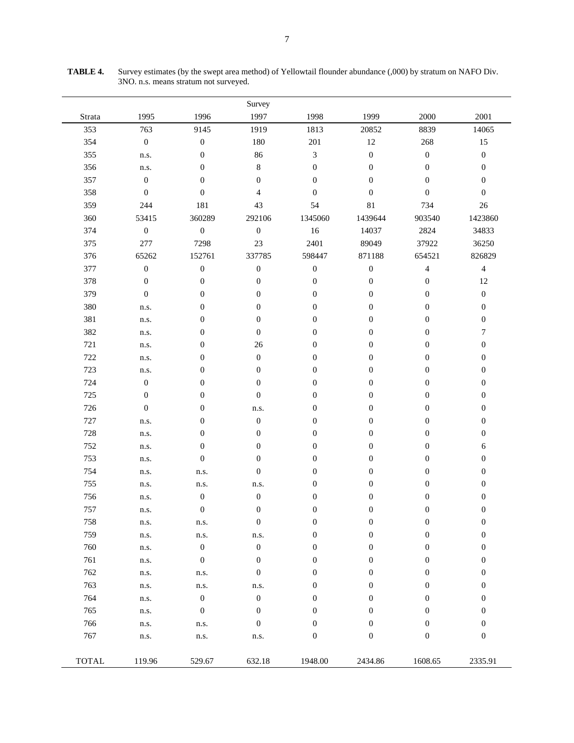**TABLE 4.** Survey estimates (by the swept area method) of Yellowtail flounder abundance (,000) by stratum on NAFO Div. 3NO. n.s. means stratum not surveyed.

| Strata | 1995 | 1996 | Survey 1997 | 1998 | 1999 | 2000 | 2001 |
|---|---|---|---|---|---|---|---|
| 353 | 763 | 9145 | 1919 | 1813 | 20852 | 8839 | 14065 |
| 354 | 0 | 0 | 180 | 201 | 12 | 268 | 15 |
| 355 | n.s. | 0 | 86 | 3 | 0 | 0 | 0 |
| 356 | n.s. | 0 | 8 | 0 | 0 | 0 | 0 |
| 357 | 0 | 0 | 0 | 0 | 0 | 0 | 0 |
| 358 | 0 | 0 | 4 | 0 | 0 | 0 | 0 |
| 359 | 244 | 181 | 43 | 54 | 81 | 734 | 26 |
| 360 | 53415 | 360289 | 292106 | 1345060 | 1439644 | 903540 | 1423860 |
| 374 | 0 | 0 | 0 | 16 | 14037 | 2824 | 34833 |
| 375 | 277 | 7298 | 23 | 2401 | 89049 | 37922 | 36250 |
| 376 | 65262 | 152761 | 337785 | 598447 | 871188 | 654521 | 826829 |
| 377 | 0 | 0 | 0 | 0 | 0 | 4 | 4 |
| 378 | 0 | 0 | 0 | 0 | 0 | 0 | 12 |
| 379 | 0 | 0 | 0 | 0 | 0 | 0 | 0 |
| 380 | n.s. | 0 | 0 | 0 | 0 | 0 | 0 |
| 381 | n.s. | 0 | 0 | 0 | 0 | 0 | 0 |
| 382 | n.s. | 0 | 0 | 0 | 0 | 0 | 7 |
| 721 | n.s. | 0 | 26 | 0 | 0 | 0 | 0 |
| 722 | n.s. | 0 | 0 | 0 | 0 | 0 | 0 |
| 723 | n.s. | 0 | 0 | 0 | 0 | 0 | 0 |
| 724 | 0 | 0 | 0 | 0 | 0 | 0 | 0 |
| 725 | 0 | 0 | 0 | 0 | 0 | 0 | 0 |
| 726 | 0 | 0 | n.s. | 0 | 0 | 0 | 0 |
| 727 | n.s. | 0 | 0 | 0 | 0 | 0 | 0 |
| 728 | n.s. | 0 | 0 | 0 | 0 | 0 | 0 |
| 752 | n.s. | 0 | 0 | 0 | 0 | 0 | 6 |
| 753 | n.s. | 0 | 0 | 0 | 0 | 0 | 0 |
| 754 | n.s. | n.s. | 0 | 0 | 0 | 0 | 0 |
| 755 | n.s. | n.s. | n.s. | 0 | 0 | 0 | 0 |
| 756 | n.s. | 0 | 0 | 0 | 0 | 0 | 0 |
| 757 | n.s. | 0 | 0 | 0 | 0 | 0 | 0 |
| 758 | n.s. | n.s. | 0 | 0 | 0 | 0 | 0 |
| 759 | n.s. | n.s. | n.s. | 0 | 0 | 0 | 0 |
| 760 | n.s. | 0 | 0 | 0 | 0 | 0 | 0 |
| 761 | n.s. | 0 | 0 | 0 | 0 | 0 | 0 |
| 762 | n.s. | n.s. | 0 | 0 | 0 | 0 | 0 |
| 763 | n.s. | n.s. | n.s. | 0 | 0 | 0 | 0 |
| 764 | n.s. | 0 | 0 | 0 | 0 | 0 | 0 |
| 765 | n.s. | 0 | 0 | 0 | 0 | 0 | 0 |
| 766 | n.s. | n.s. | 0 | 0 | 0 | 0 | 0 |
| 767 | n.s. | n.s. | n.s. | 0 | 0 | 0 | 0 |
| TOTAL | 119.96 | 529.67 | 632.18 | 1948.00 | 2434.86 | 1608.65 | 2335.91 |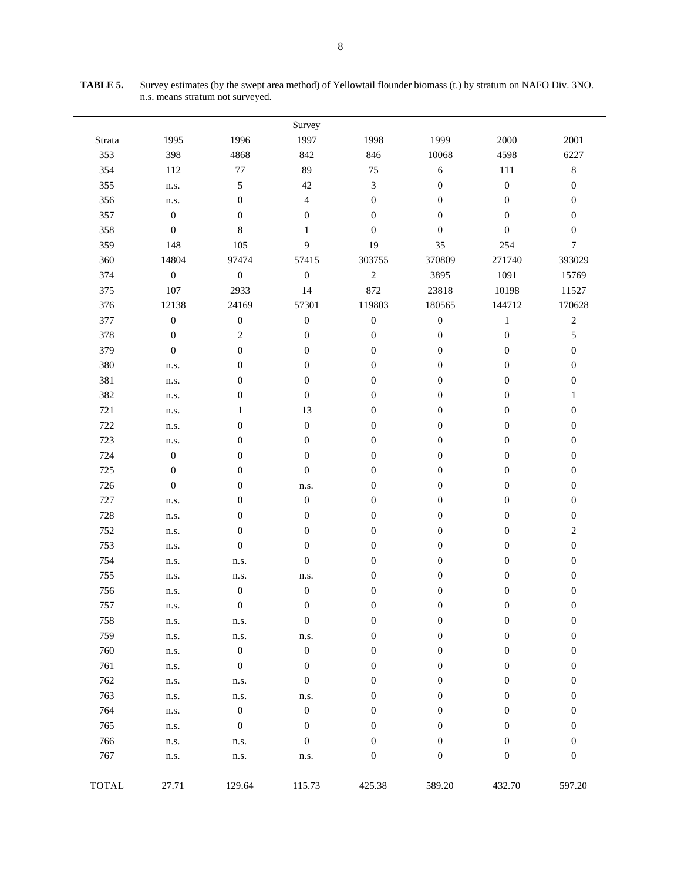**TABLE 5.** Survey estimates (by the swept area method) of Yellowtail flounder biomass (t.) by stratum on NAFO Div. 3NO. n.s. means stratum not surveyed.

| | | | Survey | | | | |
|---|---|---|---|---|---|---|---|
| Strata | 1995 | 1996 | 1997 | 1998 | 1999 | 2000 | 2001 |
| 353 | 398 | 4868 | 842 | 846 | 10068 | 4598 | 6227 |
| 354 | 112 | 77 | 89 | 75 | 6 | 111 | 8 |
| 355 | n.s. | 5 | 42 | 3 | 0 | 0 | 0 |
| 356 | n.s. | 0 | 4 | 0 | 0 | 0 | 0 |
| 357 | 0 | 0 | 0 | 0 | 0 | 0 | 0 |
| 358 | 0 | 8 | 1 | 0 | 0 | 0 | 0 |
| 359 | 148 | 105 | 9 | 19 | 35 | 254 | 7 |
| 360 | 14804 | 97474 | 57415 | 303755 | 370809 | 271740 | 393029 |
| 374 | 0 | 0 | 0 | 2 | 3895 | 1091 | 15769 |
| 375 | 107 | 2933 | 14 | 872 | 23818 | 10198 | 11527 |
| 376 | 12138 | 24169 | 57301 | 119803 | 180565 | 144712 | 170628 |
| 377 | 0 | 0 | 0 | 0 | 0 | 1 | 2 |
| 378 | 0 | 2 | 0 | 0 | 0 | 0 | 5 |
| 379 | 0 | 0 | 0 | 0 | 0 | 0 | 0 |
| 380 | n.s. | 0 | 0 | 0 | 0 | 0 | 0 |
| 381 | n.s. | 0 | 0 | 0 | 0 | 0 | 0 |
| 382 | n.s. | 0 | 0 | 0 | 0 | 0 | 1 |
| 721 | n.s. | 1 | 13 | 0 | 0 | 0 | 0 |
| 722 | n.s. | 0 | 0 | 0 | 0 | 0 | 0 |
| 723 | n.s. | 0 | 0 | 0 | 0 | 0 | 0 |
| 724 | 0 | 0 | 0 | 0 | 0 | 0 | 0 |
| 725 | 0 | 0 | 0 | 0 | 0 | 0 | 0 |
| 726 | 0 | 0 | n.s. | 0 | 0 | 0 | 0 |
| 727 | n.s. | 0 | 0 | 0 | 0 | 0 | 0 |
| 728 | n.s. | 0 | 0 | 0 | 0 | 0 | 0 |
| 752 | n.s. | 0 | 0 | 0 | 0 | 0 | 2 |
| 753 | n.s. | 0 | 0 | 0 | 0 | 0 | 0 |
| 754 | n.s. | n.s. | 0 | 0 | 0 | 0 | 0 |
| 755 | n.s. | n.s. | n.s. | 0 | 0 | 0 | 0 |
| 756 | n.s. | 0 | 0 | 0 | 0 | 0 | 0 |
| 757 | n.s. | 0 | 0 | 0 | 0 | 0 | 0 |
| 758 | n.s. | n.s. | 0 | 0 | 0 | 0 | 0 |
| 759 | n.s. | n.s. | n.s. | 0 | 0 | 0 | 0 |
| 760 | n.s. | 0 | 0 | 0 | 0 | 0 | 0 |
| 761 | n.s. | 0 | 0 | 0 | 0 | 0 | 0 |
| 762 | n.s. | n.s. | 0 | 0 | 0 | 0 | 0 |
| 763 | n.s. | n.s. | n.s. | 0 | 0 | 0 | 0 |
| 764 | n.s. | 0 | 0 | 0 | 0 | 0 | 0 |
| 765 | n.s. | 0 | 0 | 0 | 0 | 0 | 0 |
| 766 | n.s. | n.s. | 0 | 0 | 0 | 0 | 0 |
| 767 | n.s. | n.s. | n.s. | 0 | 0 | 0 | 0 |
| TOTAL | 27.71 | 129.64 | 115.73 | 425.38 | 589.20 | 432.70 | 597.20 |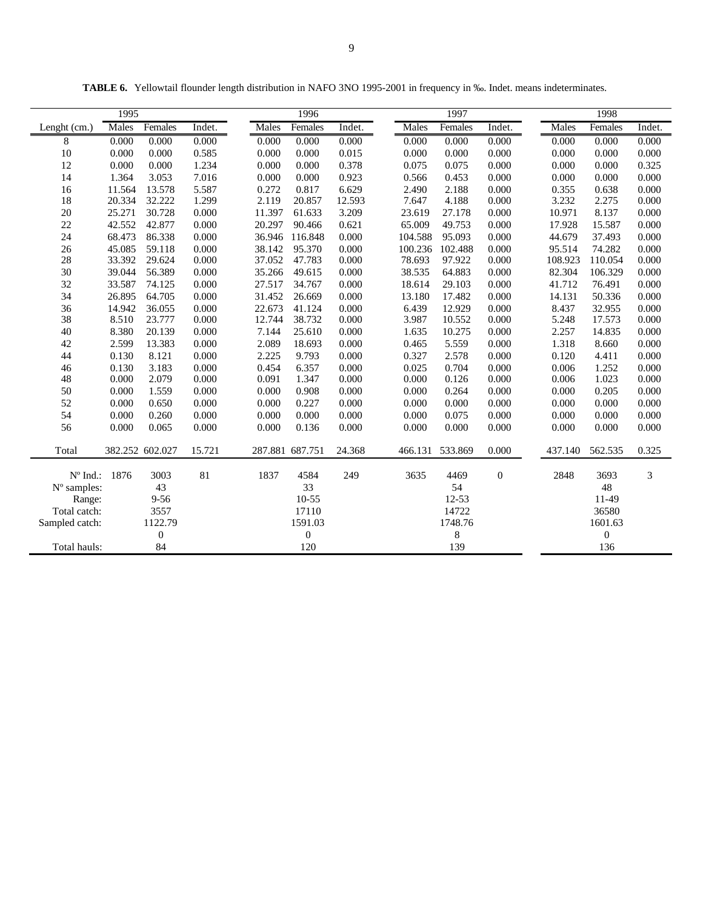**TABLE 6.** Yellowtail flounder length distribution in NAFO 3NO 1995-2001 in frequency in ‰. Indet. means indeterminates.

| | 1995 | | | 1996 | | | 1997 | | | 1998 | | |
|---|---|---|---|---|---|---|---|---|---|---|---|---|
| Lenght (cm.) | Males | Females | Indet. | Males | Females | Indet. | Males | Females | Indet. | Males | Females | Indet. |
| 8 | 0.000 | 0.000 | 0.000 | 0.000 | 0.000 | 0.000 | 0.000 | 0.000 | 0.000 | 0.000 | 0.000 | 0.000 |
| 10 | 0.000 | 0.000 | 0.585 | 0.000 | 0.000 | 0.015 | 0.000 | 0.000 | 0.000 | 0.000 | 0.000 | 0.000 |
| 12 | 0.000 | 0.000 | 1.234 | 0.000 | 0.000 | 0.378 | 0.075 | 0.075 | 0.000 | 0.000 | 0.000 | 0.325 |
| 14 | 1.364 | 3.053 | 7.016 | 0.000 | 0.000 | 0.923 | 0.566 | 0.453 | 0.000 | 0.000 | 0.000 | 0.000 |
| 16 | 11.564 | 13.578 | 5.587 | 0.272 | 0.817 | 6.629 | 2.490 | 2.188 | 0.000 | 0.355 | 0.638 | 0.000 |
| 18 | 20.334 | 32.222 | 1.299 | 2.119 | 20.857 | 12.593 | 7.647 | 4.188 | 0.000 | 3.232 | 2.275 | 0.000 |
| 20 | 25.271 | 30.728 | 0.000 | 11.397 | 61.633 | 3.209 | 23.619 | 27.178 | 0.000 | 10.971 | 8.137 | 0.000 |
| 22 | 42.552 | 42.877 | 0.000 | 20.297 | 90.466 | 0.621 | 65.009 | 49.753 | 0.000 | 17.928 | 15.587 | 0.000 |
| 24 | 68.473 | 86.338 | 0.000 | 36.946 | 116.848 | 0.000 | 104.588 | 95.093 | 0.000 | 44.679 | 37.493 | 0.000 |
| 26 | 45.085 | 59.118 | 0.000 | 38.142 | 95.370 | 0.000 | 100.236 | 102.488 | 0.000 | 95.514 | 74.282 | 0.000 |
| 28 | 33.392 | 29.624 | 0.000 | 37.052 | 47.783 | 0.000 | 78.693 | 97.922 | 0.000 | 108.923 | 110.054 | 0.000 |
| 30 | 39.044 | 56.389 | 0.000 | 35.266 | 49.615 | 0.000 | 38.535 | 64.883 | 0.000 | 82.304 | 106.329 | 0.000 |
| 32 | 33.587 | 74.125 | 0.000 | 27.517 | 34.767 | 0.000 | 18.614 | 29.103 | 0.000 | 41.712 | 76.491 | 0.000 |
| 34 | 26.895 | 64.705 | 0.000 | 31.452 | 26.669 | 0.000 | 13.180 | 17.482 | 0.000 | 14.131 | 50.336 | 0.000 |
| 36 | 14.942 | 36.055 | 0.000 | 22.673 | 41.124 | 0.000 | 6.439 | 12.929 | 0.000 | 8.437 | 32.955 | 0.000 |
| 38 | 8.510 | 23.777 | 0.000 | 12.744 | 38.732 | 0.000 | 3.987 | 10.552 | 0.000 | 5.248 | 17.573 | 0.000 |
| 40 | 8.380 | 20.139 | 0.000 | 7.144 | 25.610 | 0.000 | 1.635 | 10.275 | 0.000 | 2.257 | 14.835 | 0.000 |
| 42 | 2.599 | 13.383 | 0.000 | 2.089 | 18.693 | 0.000 | 0.465 | 5.559 | 0.000 | 1.318 | 8.660 | 0.000 |
| 44 | 0.130 | 8.121 | 0.000 | 2.225 | 9.793 | 0.000 | 0.327 | 2.578 | 0.000 | 0.120 | 4.411 | 0.000 |
| 46 | 0.130 | 3.183 | 0.000 | 0.454 | 6.357 | 0.000 | 0.025 | 0.704 | 0.000 | 0.006 | 1.252 | 0.000 |
| 48 | 0.000 | 2.079 | 0.000 | 0.091 | 1.347 | 0.000 | 0.000 | 0.126 | 0.000 | 0.006 | 1.023 | 0.000 |
| 50 | 0.000 | 1.559 | 0.000 | 0.000 | 0.908 | 0.000 | 0.000 | 0.264 | 0.000 | 0.000 | 0.205 | 0.000 |
| 52 | 0.000 | 0.650 | 0.000 | 0.000 | 0.227 | 0.000 | 0.000 | 0.000 | 0.000 | 0.000 | 0.000 | 0.000 |
| 54 | 0.000 | 0.260 | 0.000 | 0.000 | 0.000 | 0.000 | 0.000 | 0.075 | 0.000 | 0.000 | 0.000 | 0.000 |
| 56 | 0.000 | 0.065 | 0.000 | 0.000 | 0.136 | 0.000 | 0.000 | 0.000 | 0.000 | 0.000 | 0.000 | 0.000 |
| Total | 382.252 | 602.027 | 15.721 | 287.881 | 687.751 | 24.368 | 466.131 | 533.869 | 0.000 | 437.140 | 562.535 | 0.325 |
| Nº Ind.: | 1876 | 3003 | 81 | 1837 | 4584 | 249 | 3635 | 4469 | 0 | 2848 | 3693 | 3 |
| Nº samples: | | 43 | | | 33 | | | 54 | | | 48 | |
| Range: | | 9-56 | | | 10-55 | | | 12-53 | | | 11-49 | |
| Total catch: | | 3557 | | | 17110 | | | 14722 | | | 36580 | |
| Sampled catch: | | 1122.79 | | | 1591.03 | | | 1748.76 | | | 1601.63 | |
| | | 0 | | | 0 | | | 8 | | | 0 | |
| Total hauls: | | 84 | | | 120 | | | 139 | | | 136 | |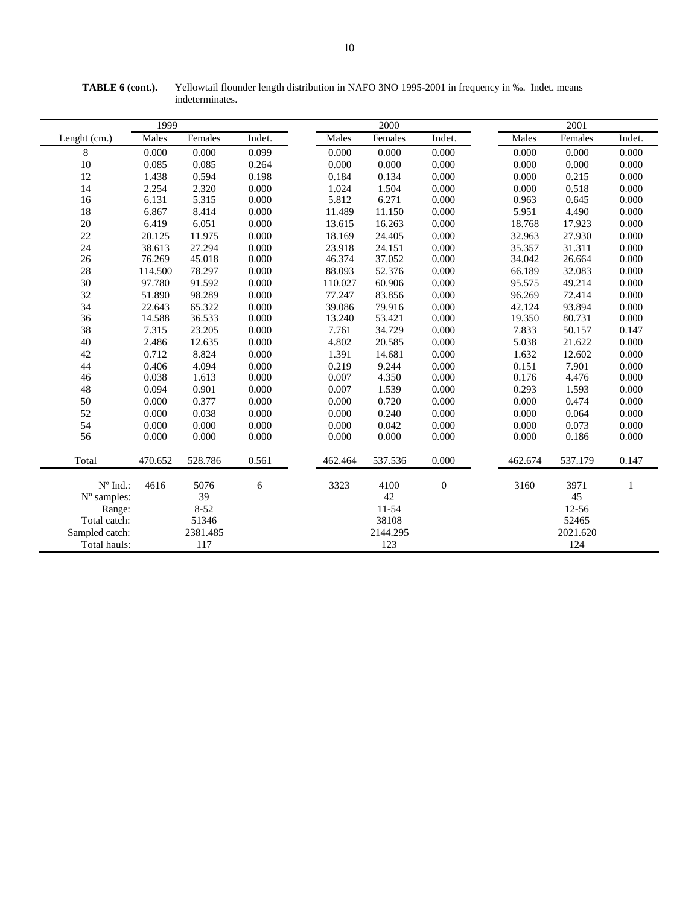**TABLE 6 (cont.).** Yellowtail flounder length distribution in NAFO 3NO 1995-2001 in frequency in ‰. Indet. means indeterminates.

| | 1999 | | | 2000 | | | 2001 | | |
|---|---|---|---|---|---|---|---|---|---|
| Lenght (cm.) | Males | Females | Indet. | Males | Females | Indet. | Males | Females | Indet. |
| 8 | 0.000 | 0.000 | 0.099 | 0.000 | 0.000 | 0.000 | 0.000 | 0.000 | 0.000 |
| 10 | 0.085 | 0.085 | 0.264 | 0.000 | 0.000 | 0.000 | 0.000 | 0.000 | 0.000 |
| 12 | 1.438 | 0.594 | 0.198 | 0.184 | 0.134 | 0.000 | 0.000 | 0.215 | 0.000 |
| 14 | 2.254 | 2.320 | 0.000 | 1.024 | 1.504 | 0.000 | 0.000 | 0.518 | 0.000 |
| 16 | 6.131 | 5.315 | 0.000 | 5.812 | 6.271 | 0.000 | 0.963 | 0.645 | 0.000 |
| 18 | 6.867 | 8.414 | 0.000 | 11.489 | 11.150 | 0.000 | 5.951 | 4.490 | 0.000 |
| 20 | 6.419 | 6.051 | 0.000 | 13.615 | 16.263 | 0.000 | 18.768 | 17.923 | 0.000 |
| 22 | 20.125 | 11.975 | 0.000 | 18.169 | 24.405 | 0.000 | 32.963 | 27.930 | 0.000 |
| 24 | 38.613 | 27.294 | 0.000 | 23.918 | 24.151 | 0.000 | 35.357 | 31.311 | 0.000 |
| 26 | 76.269 | 45.018 | 0.000 | 46.374 | 37.052 | 0.000 | 34.042 | 26.664 | 0.000 |
| 28 | 114.500 | 78.297 | 0.000 | 88.093 | 52.376 | 0.000 | 66.189 | 32.083 | 0.000 |
| 30 | 97.780 | 91.592 | 0.000 | 110.027 | 60.906 | 0.000 | 95.575 | 49.214 | 0.000 |
| 32 | 51.890 | 98.289 | 0.000 | 77.247 | 83.856 | 0.000 | 96.269 | 72.414 | 0.000 |
| 34 | 22.643 | 65.322 | 0.000 | 39.086 | 79.916 | 0.000 | 42.124 | 93.894 | 0.000 |
| 36 | 14.588 | 36.533 | 0.000 | 13.240 | 53.421 | 0.000 | 19.350 | 80.731 | 0.000 |
| 38 | 7.315 | 23.205 | 0.000 | 7.761 | 34.729 | 0.000 | 7.833 | 50.157 | 0.147 |
| 40 | 2.486 | 12.635 | 0.000 | 4.802 | 20.585 | 0.000 | 5.038 | 21.622 | 0.000 |
| 42 | 0.712 | 8.824 | 0.000 | 1.391 | 14.681 | 0.000 | 1.632 | 12.602 | 0.000 |
| 44 | 0.406 | 4.094 | 0.000 | 0.219 | 9.244 | 0.000 | 0.151 | 7.901 | 0.000 |
| 46 | 0.038 | 1.613 | 0.000 | 0.007 | 4.350 | 0.000 | 0.176 | 4.476 | 0.000 |
| 48 | 0.094 | 0.901 | 0.000 | 0.007 | 1.539 | 0.000 | 0.293 | 1.593 | 0.000 |
| 50 | 0.000 | 0.377 | 0.000 | 0.000 | 0.720 | 0.000 | 0.000 | 0.474 | 0.000 |
| 52 | 0.000 | 0.038 | 0.000 | 0.000 | 0.240 | 0.000 | 0.000 | 0.064 | 0.000 |
| 54 | 0.000 | 0.000 | 0.000 | 0.000 | 0.042 | 0.000 | 0.000 | 0.073 | 0.000 |
| 56 | 0.000 | 0.000 | 0.000 | 0.000 | 0.000 | 0.000 | 0.000 | 0.186 | 0.000 |
| Total | 470.652 | 528.786 | 0.561 | 462.464 | 537.536 | 0.000 | 462.674 | 537.179 | 0.147 |
| Nº Ind.: | 4616 | 5076 | 6 | 3323 | 4100 | 0 | 3160 | 3971 | 1 |
| Nº samples: | | 39 | | | 42 | | | 45 | |
| Range: | | 8-52 | | | 11-54 | | | 12-56 | |
| Total catch: | | 51346 | | | 38108 | | | 52465 | |
| Sampled catch: | | 2381.485 | | | 2144.295 | | | 2021.620 | |
| Total hauls: | | 117 | | | 123 | | | 124 | |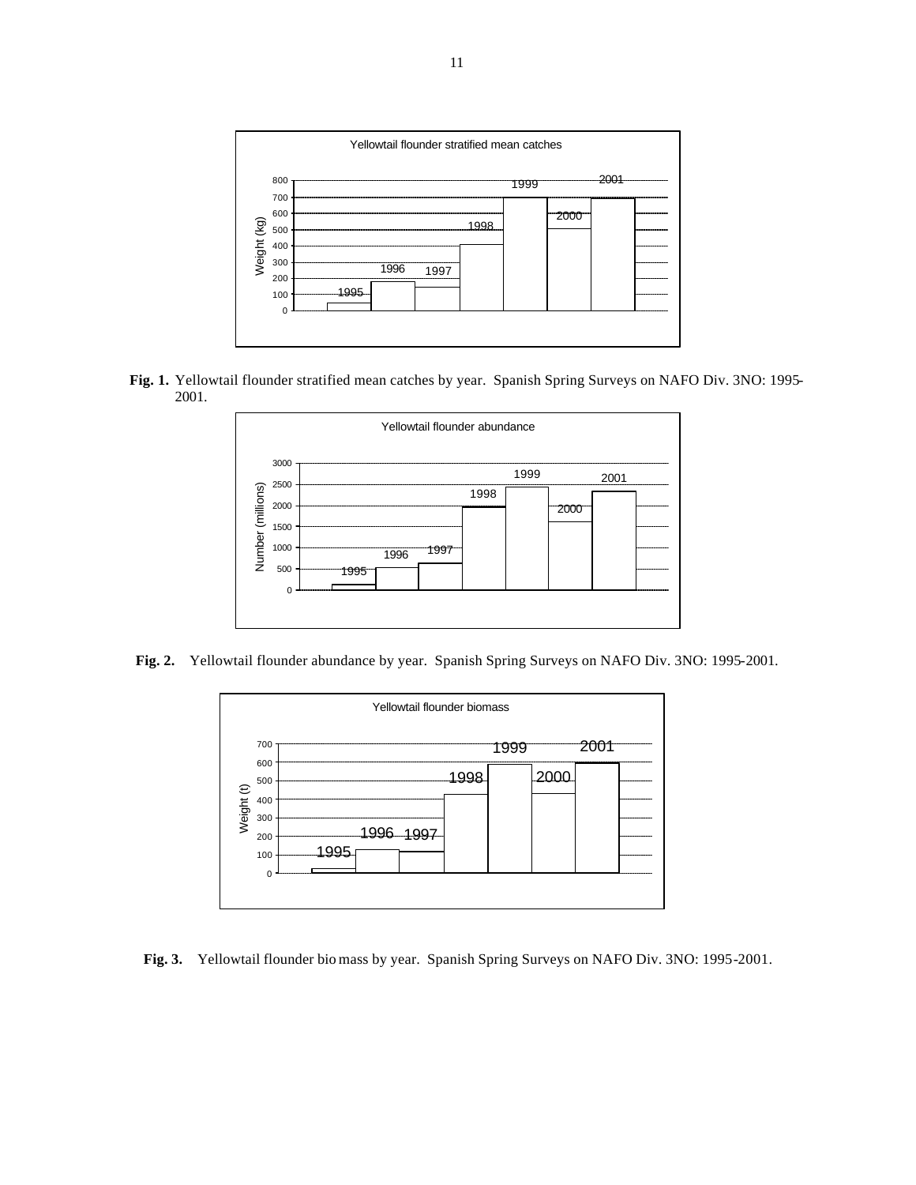**Fig. 1.** Yellowtail flounder stratified mean catches by year. Spanish Spring Surveys on NAFO Div. 3NO: 1995-2001.

**Fig. 2.** Yellowtail flounder abundance by year. Spanish Spring Surveys on NAFO Div. 3NO: 1995-2001.

**Fig. 3.** Yellowtail flounder bio mass by year. Spanish Spring Surveys on NAFO Div. 3NO: 1995-2001.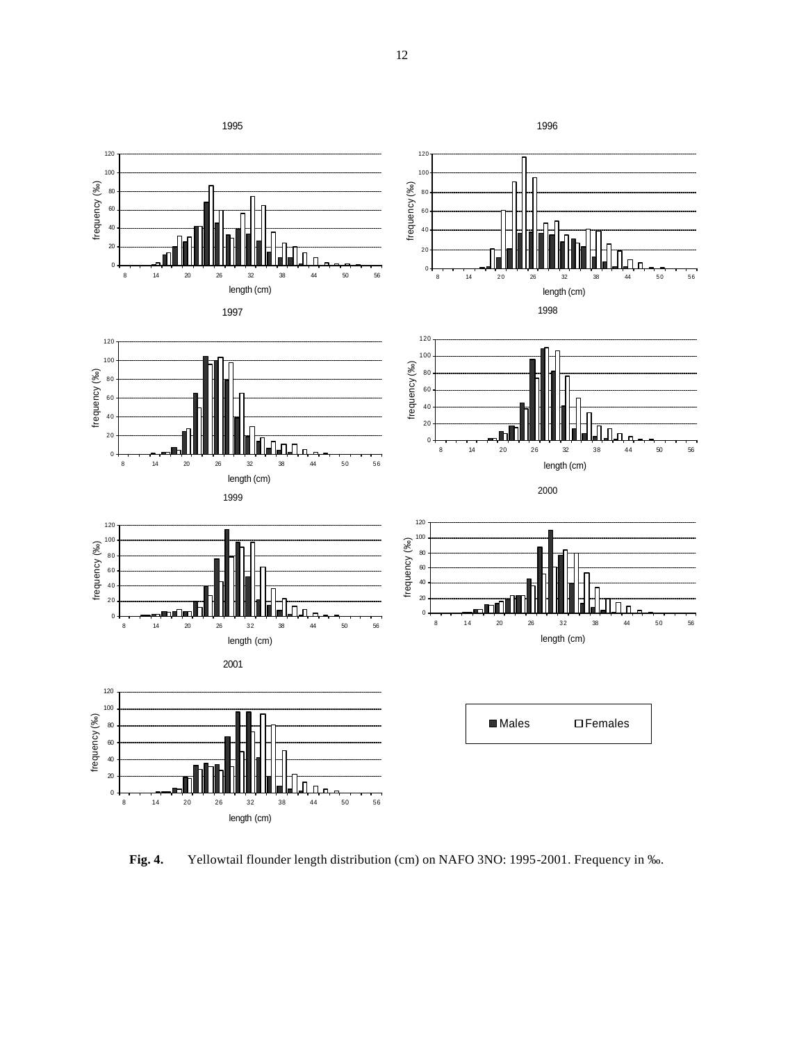1995

120
100
80
60
40
20
0

frequency (‰)

8 14 20 26 32 38 44 50 56

length (cm)

1996

120
100
80
60
40
20
0

frequency (‰)

8 14 20 26 32 38 44 50 56

length (cm)

1997

120
100
80
60
40
20
0

frequency (‰)

8 14 20 26 32 38 44 50 56

length (cm)

1998

120
100
80
60
40
20
0

frequency (‰)

8 14 20 26 32 38 44 50 56

length (cm)

1999

120
100
80
60
40
20
0

frequency (‰)

8 14 20 26 32 38 44 50 56

length (cm)

2000

120
100
80
60
40
20
0

frequency (‰)

8 14 20 26 32 38 44 50 56

length (cm)

2001

120
100
80
60
40
20
0

frequency (‰)

8 14 20 26 32 38 44 50 56

length (cm)

Males
Females

**Fig. 4.** Yellowtail flounder length distribution (cm) on NAFO 3NO: 1995-2001. Frequency in ‰.